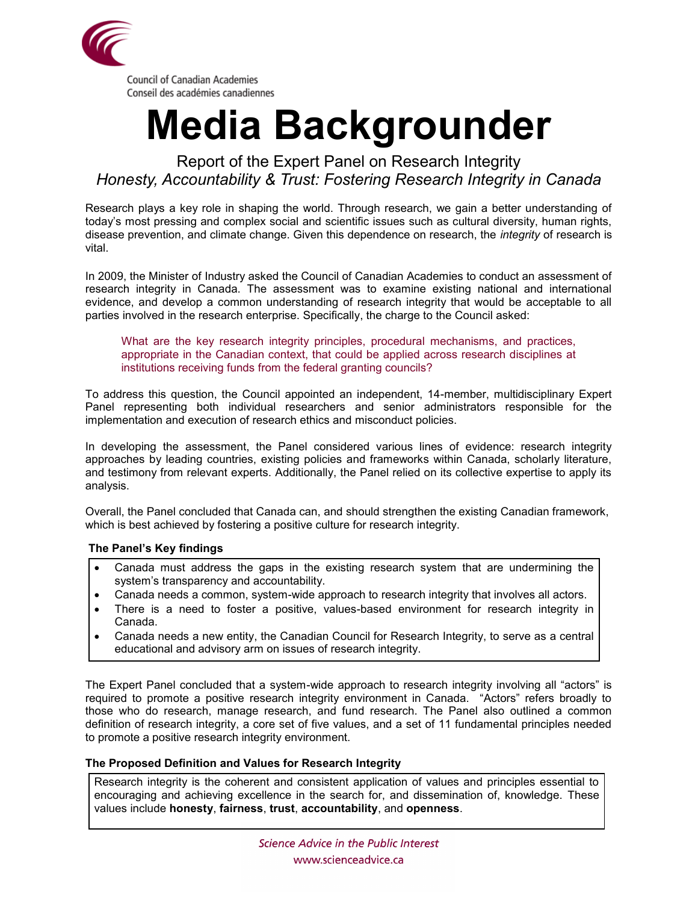Council of Canadian Academies
Conseil des académies canadiennes

# Media Backgrounder

## Report of the Expert Panel on Research Integrity
## *Honesty, Accountability & Trust: Fostering Research Integrity in Canada*

Research plays a key role in shaping the world. Through research, we gain a better understanding of today's most pressing and complex social and scientific issues such as cultural diversity, human rights, disease prevention, and climate change. Given this dependence on research, the *integrity* of research is vital.

In 2009, the Minister of Industry asked the Council of Canadian Academies to conduct an assessment of research integrity in Canada. The assessment was to examine existing national and international evidence, and develop a common understanding of research integrity that would be acceptable to all parties involved in the research enterprise. Specifically, the charge to the Council asked:

> What are the key research integrity principles, procedural mechanisms, and practices, appropriate in the Canadian context, that could be applied across research disciplines at institutions receiving funds from the federal granting councils?

To address this question, the Council appointed an independent, 14-member, multidisciplinary Expert Panel representing both individual researchers and senior administrators responsible for the implementation and execution of research ethics and misconduct policies.

In developing the assessment, the Panel considered various lines of evidence: research integrity approaches by leading countries, existing policies and frameworks within Canada, scholarly literature, and testimony from relevant experts. Additionally, the Panel relied on its collective expertise to apply its analysis.

Overall, the Panel concluded that Canada can, and should strengthen the existing Canadian framework, which is best achieved by fostering a positive culture for research integrity.

**The Panel's Key findings**

- Canada must address the gaps in the existing research system that are undermining the system's transparency and accountability.
- Canada needs a common, system-wide approach to research integrity that involves all actors.
- There is a need to foster a positive, values-based environment for research integrity in Canada.
- Canada needs a new entity, the Canadian Council for Research Integrity, to serve as a central educational and advisory arm on issues of research integrity.

The Expert Panel concluded that a system-wide approach to research integrity involving all "actors" is required to promote a positive research integrity environment in Canada. "Actors" refers broadly to those who do research, manage research, and fund research. The Panel also outlined a common definition of research integrity, a core set of five values, and a set of 11 fundamental principles needed to promote a positive research integrity environment.

**The Proposed Definition and Values for Research Integrity**

Research integrity is the coherent and consistent application of values and principles essential to encouraging and achieving excellence in the search for, and dissemination of, knowledge. These values include **honesty**, **fairness**, **trust**, **accountability**, and **openness**.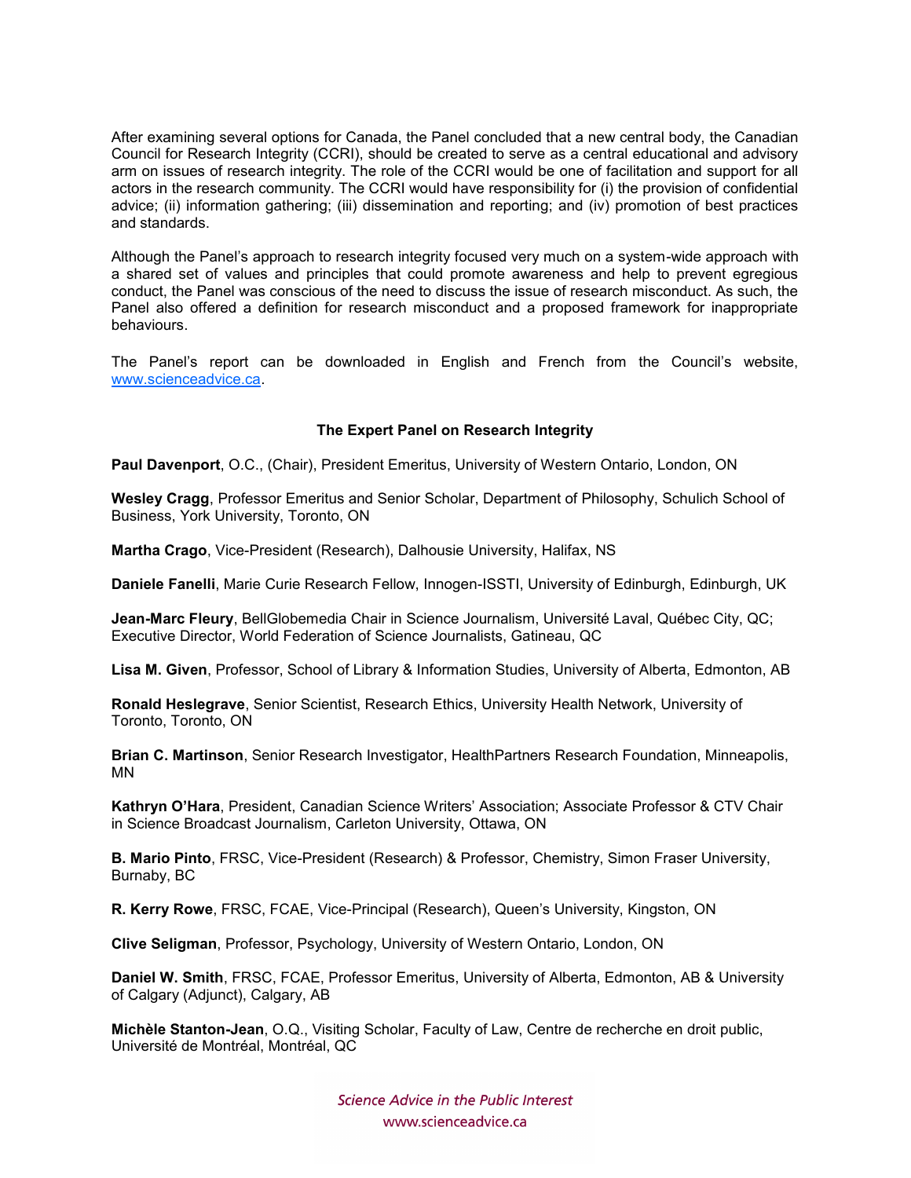After examining several options for Canada, the Panel concluded that a new central body, the Canadian Council for Research Integrity (CCRI), should be created to serve as a central educational and advisory arm on issues of research integrity. The role of the CCRI would be one of facilitation and support for all actors in the research community. The CCRI would have responsibility for (i) the provision of confidential advice; (ii) information gathering; (iii) dissemination and reporting; and (iv) promotion of best practices and standards.

Although the Panel's approach to research integrity focused very much on a system-wide approach with a shared set of values and principles that could promote awareness and help to prevent egregious conduct, the Panel was conscious of the need to discuss the issue of research misconduct. As such, the Panel also offered a definition for research misconduct and a proposed framework for inappropriate behaviours.

The Panel's report can be downloaded in English and French from the Council's website, www.scienceadvice.ca.

**The Expert Panel on Research Integrity**

**Paul Davenport**, O.C., (Chair), President Emeritus, University of Western Ontario, London, ON

**Wesley Cragg**, Professor Emeritus and Senior Scholar, Department of Philosophy, Schulich School of Business, York University, Toronto, ON

**Martha Crago**, Vice-President (Research), Dalhousie University, Halifax, NS

**Daniele Fanelli**, Marie Curie Research Fellow, Innogen-ISSTI, University of Edinburgh, Edinburgh, UK

**Jean-Marc Fleury**, BellGlobemedia Chair in Science Journalism, Université Laval, Québec City, QC; Executive Director, World Federation of Science Journalists, Gatineau, QC

**Lisa M. Given**, Professor, School of Library & Information Studies, University of Alberta, Edmonton, AB

**Ronald Heslegrave**, Senior Scientist, Research Ethics, University Health Network, University of Toronto, Toronto, ON

**Brian C. Martinson**, Senior Research Investigator, HealthPartners Research Foundation, Minneapolis, MN

**Kathryn O'Hara**, President, Canadian Science Writers' Association; Associate Professor & CTV Chair in Science Broadcast Journalism, Carleton University, Ottawa, ON

**B. Mario Pinto**, FRSC, Vice-President (Research) & Professor, Chemistry, Simon Fraser University, Burnaby, BC

**R. Kerry Rowe**, FRSC, FCAE, Vice-Principal (Research), Queen's University, Kingston, ON

**Clive Seligman**, Professor, Psychology, University of Western Ontario, London, ON

**Daniel W. Smith**, FRSC, FCAE, Professor Emeritus, University of Alberta, Edmonton, AB & University of Calgary (Adjunct), Calgary, AB

**Michèle Stanton-Jean**, O.Q., Visiting Scholar, Faculty of Law, Centre de recherche en droit public, Université de Montréal, Montréal, QC